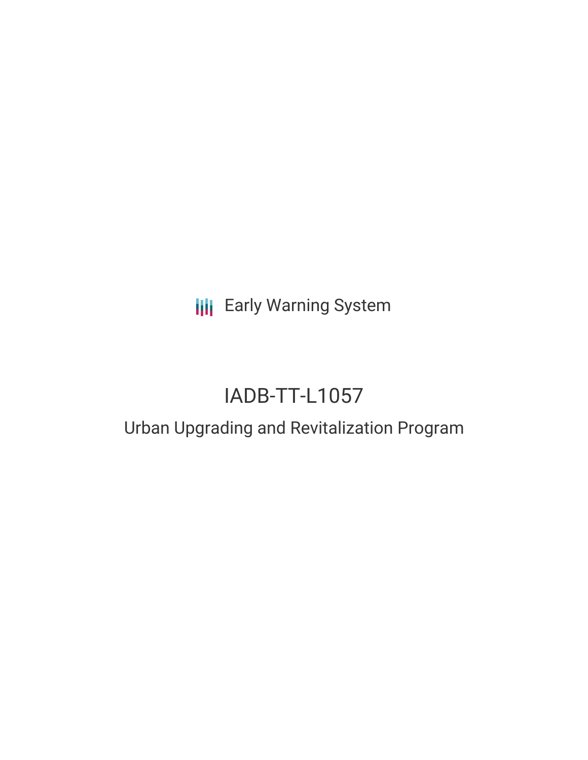Early Warning System

# IADB-TT-L1057

## Urban Upgrading and Revitalization Program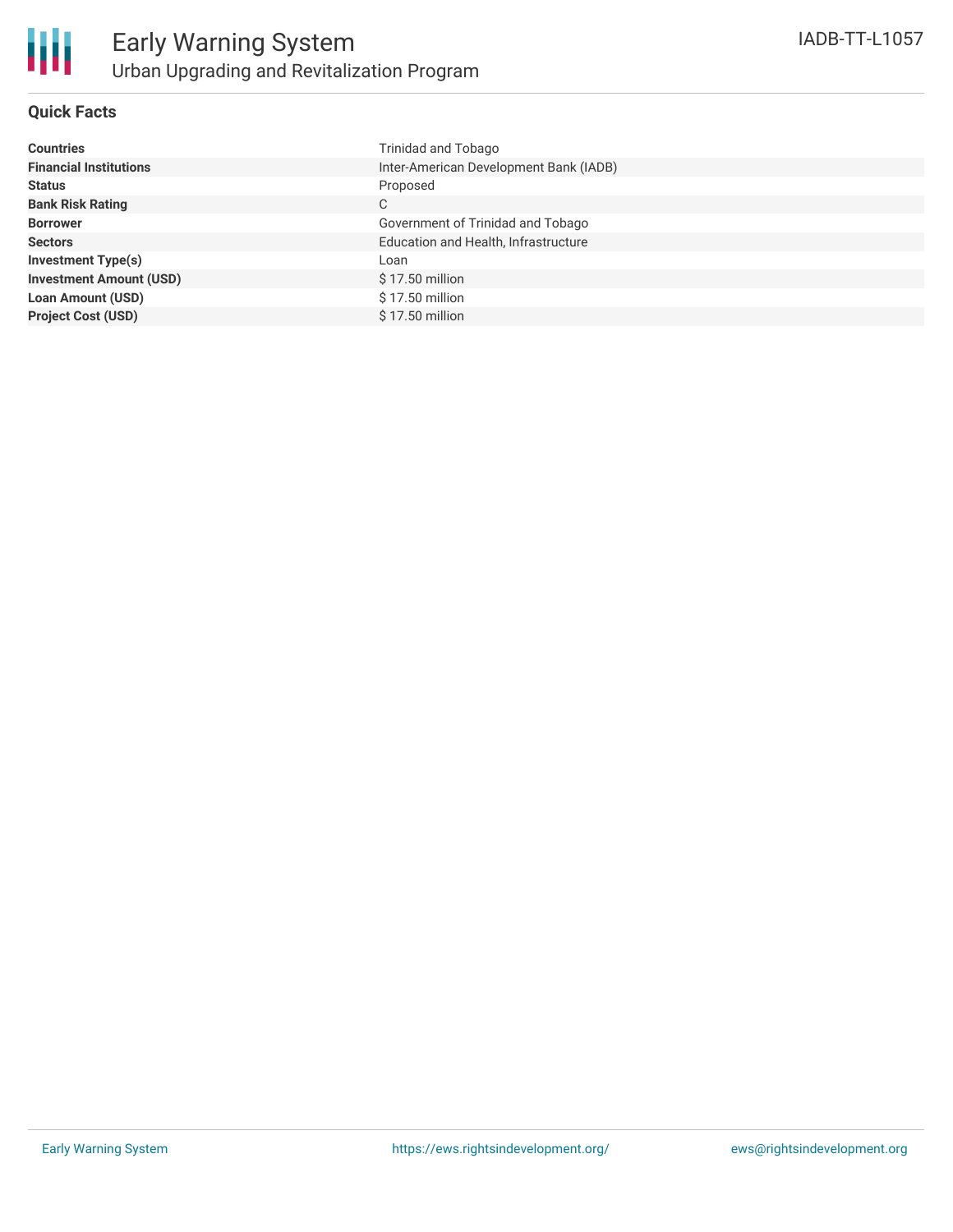# Early Warning System
## Urban Upgrading and Revitalization Program

IADB-TT-L1057

### Quick Facts

| | |
|---|---|
| **Countries** | Trinidad and Tobago |
| **Financial Institutions** | Inter-American Development Bank (IADB) |
| **Status** | Proposed |
| **Bank Risk Rating** | C |
| **Borrower** | Government of Trinidad and Tobago |
| **Sectors** | Education and Health, Infrastructure |
| **Investment Type(s)** | Loan |
| **Investment Amount (USD)** | $ 17.50 million |
| **Loan Amount (USD)** | $ 17.50 million |
| **Project Cost (USD)** | $ 17.50 million |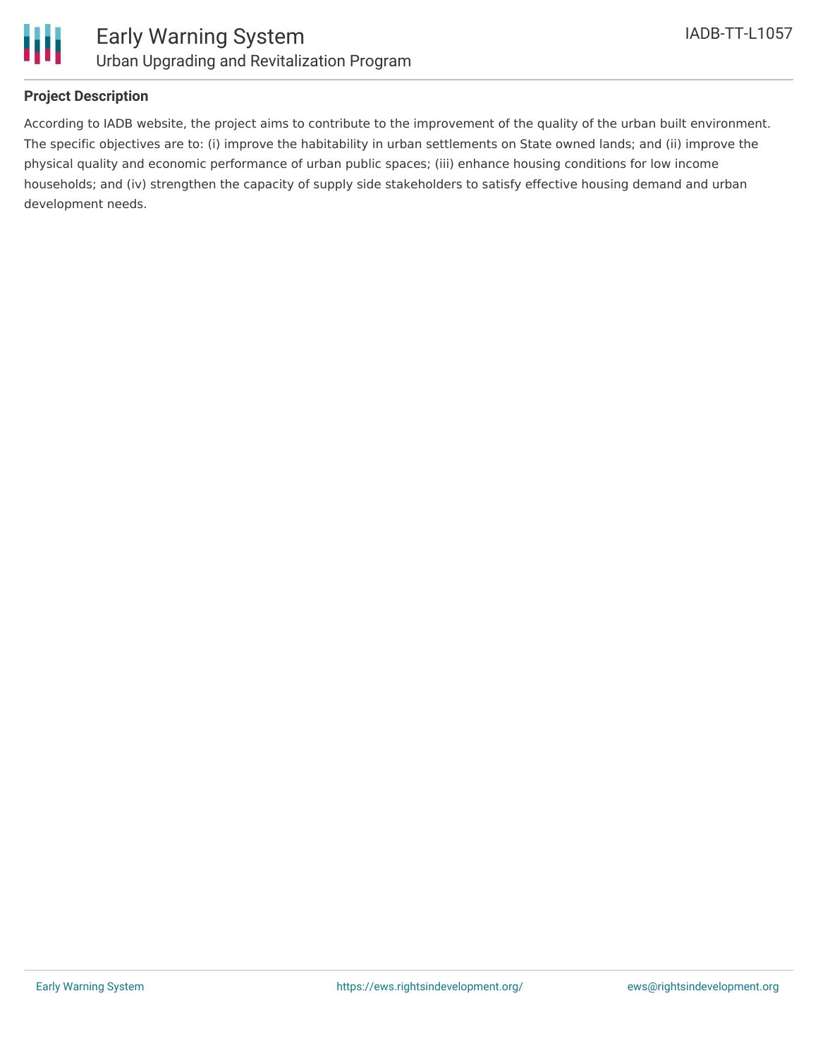## Project Description

According to IADB website, the project aims to contribute to the improvement of the quality of the urban built environment. The specific objectives are to: (i) improve the habitability in urban settlements on State owned lands; and (ii) improve the physical quality and economic performance of urban public spaces; (iii) enhance housing conditions for low income households; and (iv) strengthen the capacity of supply side stakeholders to satisfy effective housing demand and urban development needs.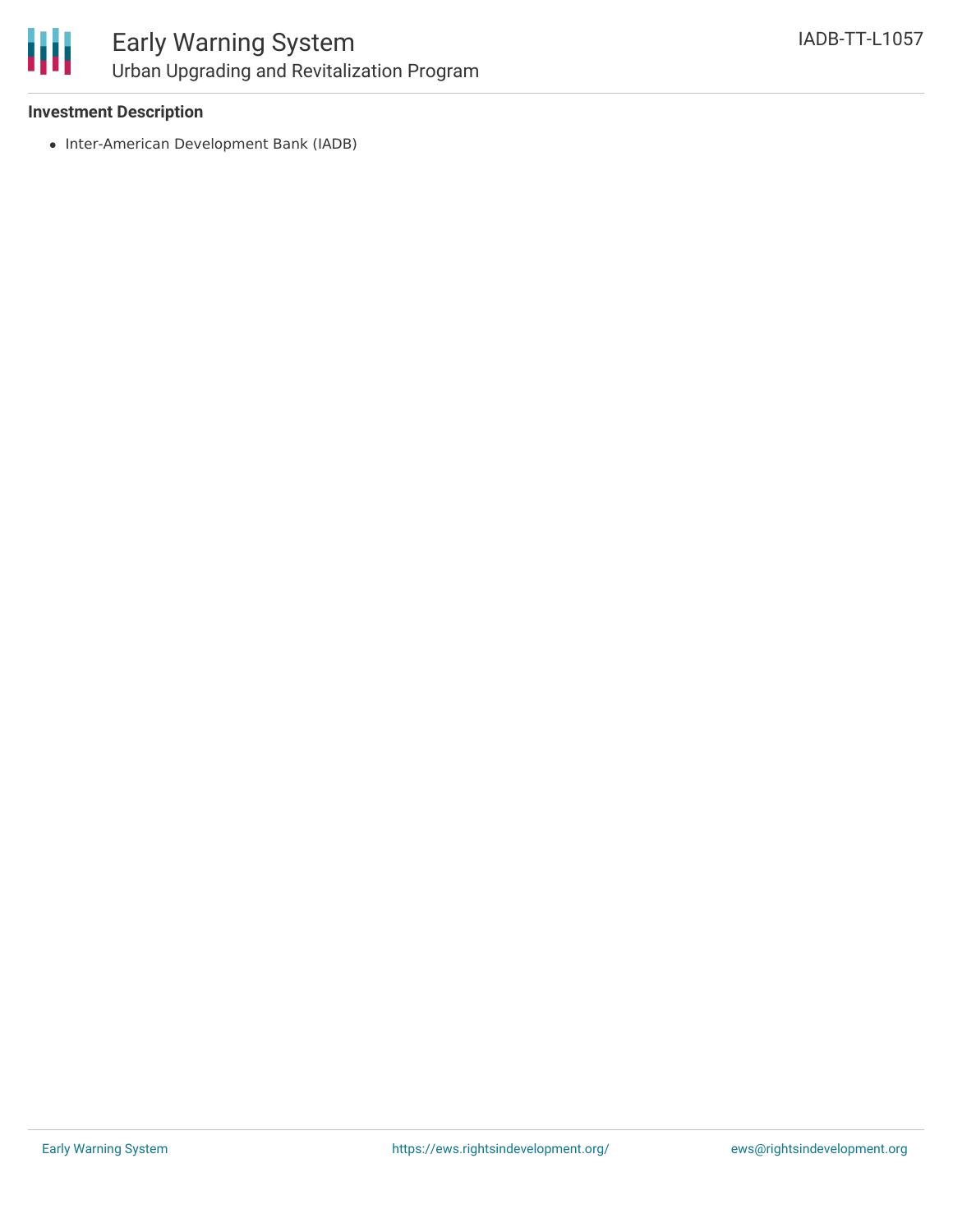**Investment Description**

- Inter-American Development Bank (IADB)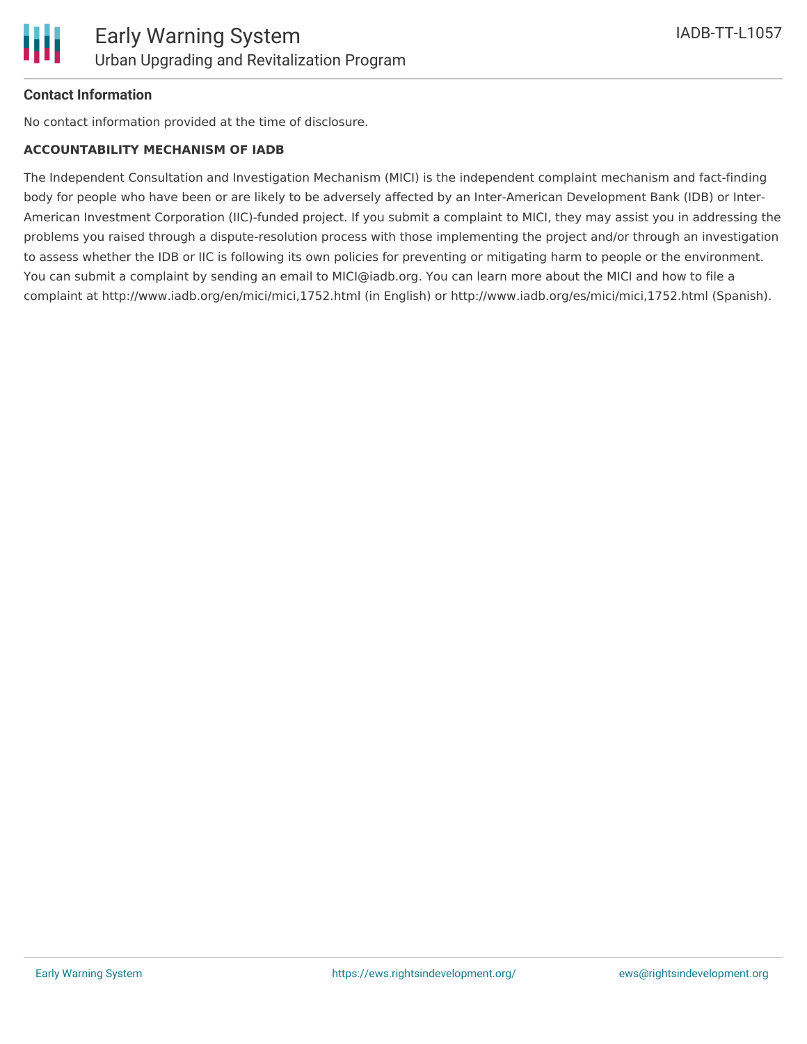**Contact Information**

No contact information provided at the time of disclosure.

**ACCOUNTABILITY MECHANISM OF IADB**

The Independent Consultation and Investigation Mechanism (MICI) is the independent complaint mechanism and fact-finding body for people who have been or are likely to be adversely affected by an Inter-American Development Bank (IDB) or Inter-American Investment Corporation (IIC)-funded project. If you submit a complaint to MICI, they may assist you in addressing the problems you raised through a dispute-resolution process with those implementing the project and/or through an investigation to assess whether the IDB or IIC is following its own policies for preventing or mitigating harm to people or the environment. You can submit a complaint by sending an email to MICI@iadb.org. You can learn more about the MICI and how to file a complaint at http://www.iadb.org/en/mici/mici,1752.html (in English) or http://www.iadb.org/es/mici/mici,1752.html (Spanish).